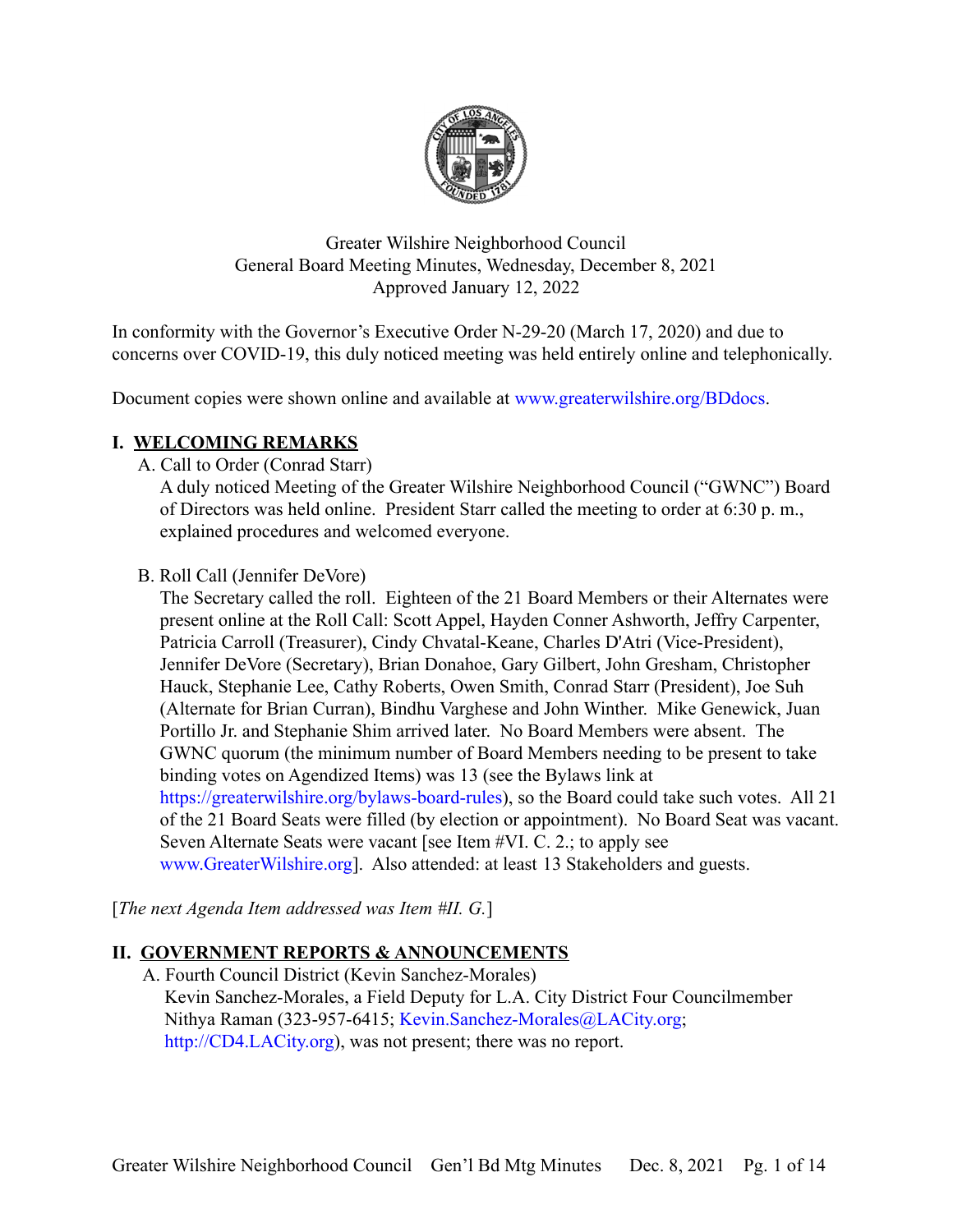Greater Wilshire Neighborhood Council
General Board Meeting Minutes, Wednesday, December 8, 2021
Approved January 12, 2022

In conformity with the Governor's Executive Order N-29-20 (March 17, 2020) and due to concerns over COVID-19, this duly noticed meeting was held entirely online and telephonically.

Document copies were shown online and available at www.greaterwilshire.org/BDdocs.

## I. WELCOMING REMARKS

A. Call to Order (Conrad Starr)

A duly noticed Meeting of the Greater Wilshire Neighborhood Council ("GWNC") Board of Directors was held online. President Starr called the meeting to order at 6:30 p. m., explained procedures and welcomed everyone.

B. Roll Call (Jennifer DeVore)

The Secretary called the roll. Eighteen of the 21 Board Members or their Alternates were present online at the Roll Call: Scott Appel, Hayden Conner Ashworth, Jeffry Carpenter, Patricia Carroll (Treasurer), Cindy Chvatal-Keane, Charles D'Atri (Vice-President), Jennifer DeVore (Secretary), Brian Donahoe, Gary Gilbert, John Gresham, Christopher Hauck, Stephanie Lee, Cathy Roberts, Owen Smith, Conrad Starr (President), Joe Suh (Alternate for Brian Curran), Bindhu Varghese and John Winther. Mike Genewick, Juan Portillo Jr. and Stephanie Shim arrived later. No Board Members were absent. The GWNC quorum (the minimum number of Board Members needing to be present to take binding votes on Agendized Items) was 13 (see the Bylaws link at https://greaterwilshire.org/bylaws-board-rules), so the Board could take such votes. All 21 of the 21 Board Seats were filled (by election or appointment). No Board Seat was vacant. Seven Alternate Seats were vacant [see Item #VI. C. 2.; to apply see www.GreaterWilshire.org]. Also attended: at least 13 Stakeholders and guests.

[*The next Agenda Item addressed was Item #II. G.*]

## II. GOVERNMENT REPORTS & ANNOUNCEMENTS

A. Fourth Council District (Kevin Sanchez-Morales)

Kevin Sanchez-Morales, a Field Deputy for L.A. City District Four Councilmember Nithya Raman (323-957-6415; Kevin.Sanchez-Morales@LACity.org; http://CD4.LACity.org), was not present; there was no report.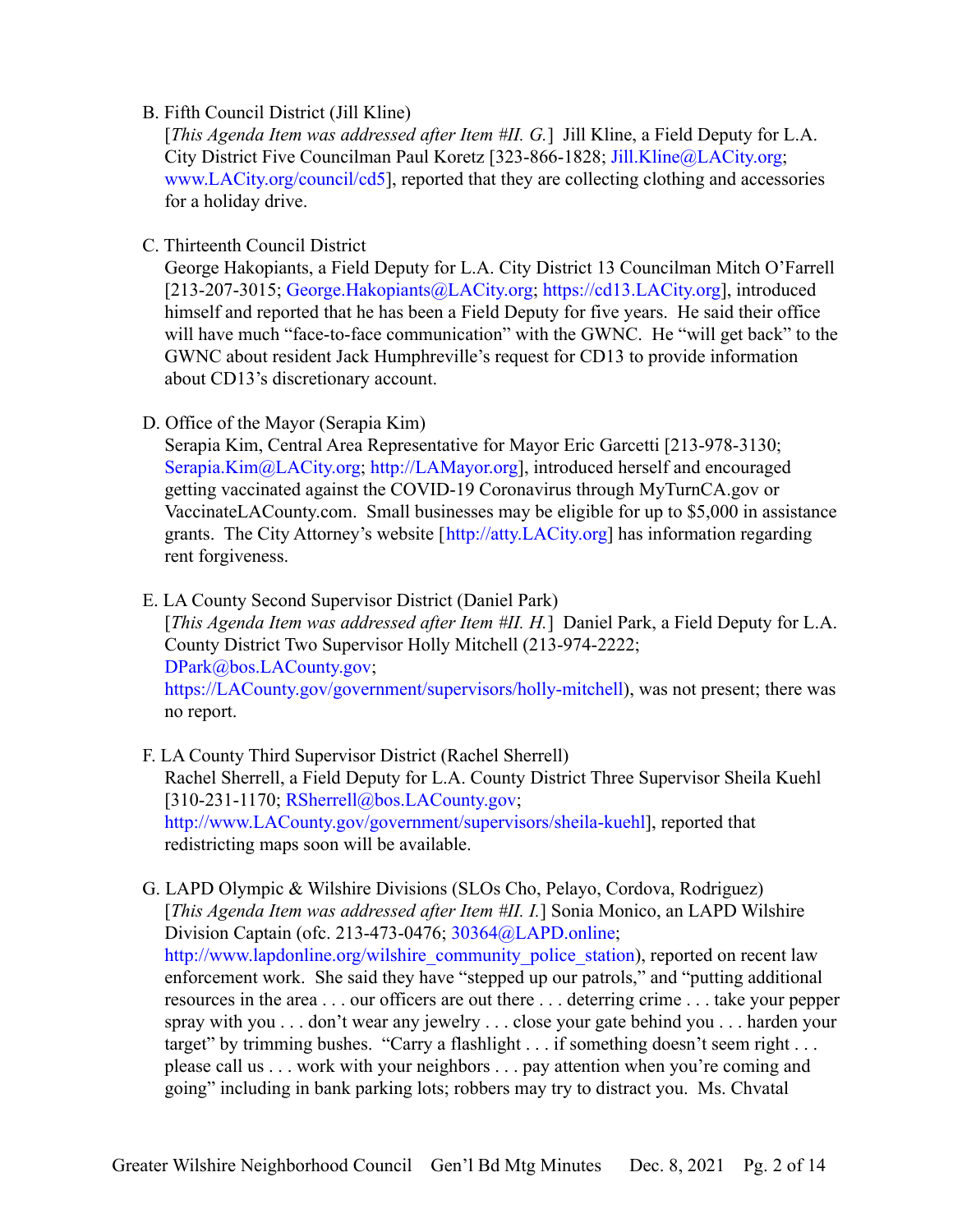B. Fifth Council District (Jill Kline)
[*This Agenda Item was addressed after Item #II. G.*] Jill Kline, a Field Deputy for L.A. City District Five Councilman Paul Koretz [323-866-1828; Jill.Kline@LACity.org; www.LACity.org/council/cd5], reported that they are collecting clothing and accessories for a holiday drive.

C. Thirteenth Council District
George Hakopiants, a Field Deputy for L.A. City District 13 Councilman Mitch O'Farrell [213-207-3015; George.Hakopiants@LACity.org; https://cd13.LACity.org], introduced himself and reported that he has been a Field Deputy for five years. He said their office will have much "face-to-face communication" with the GWNC. He "will get back" to the GWNC about resident Jack Humphreville's request for CD13 to provide information about CD13's discretionary account.

D. Office of the Mayor (Serapia Kim)
Serapia Kim, Central Area Representative for Mayor Eric Garcetti [213-978-3130; Serapia.Kim@LACity.org; http://LAMayor.org], introduced herself and encouraged getting vaccinated against the COVID-19 Coronavirus through MyTurnCA.gov or VaccinateLACounty.com. Small businesses may be eligible for up to $5,000 in assistance grants. The City Attorney's website [http://atty.LACity.org] has information regarding rent forgiveness.

E. LA County Second Supervisor District (Daniel Park)
[*This Agenda Item was addressed after Item #II. H.*] Daniel Park, a Field Deputy for L.A. County District Two Supervisor Holly Mitchell (213-974-2222; DPark@bos.LACounty.gov; https://LACounty.gov/government/supervisors/holly-mitchell), was not present; there was no report.

F. LA County Third Supervisor District (Rachel Sherrell)
Rachel Sherrell, a Field Deputy for L.A. County District Three Supervisor Sheila Kuehl [310-231-1170; RSherrell@bos.LACounty.gov; http://www.LACounty.gov/government/supervisors/sheila-kuehl], reported that redistricting maps soon will be available.

G. LAPD Olympic & Wilshire Divisions (SLOs Cho, Pelayo, Cordova, Rodriguez)
[*This Agenda Item was addressed after Item #II. I.*] Sonia Monico, an LAPD Wilshire Division Captain (ofc. 213-473-0476; 30364@LAPD.online; http://www.lapdonline.org/wilshire_community_police_station), reported on recent law enforcement work. She said they have "stepped up our patrols," and "putting additional resources in the area . . . our officers are out there . . . deterring crime . . . take your pepper spray with you . . . don't wear any jewelry . . . close your gate behind you . . . harden your target" by trimming bushes. "Carry a flashlight . . . if something doesn't seem right . . . please call us . . . work with your neighbors . . . pay attention when you're coming and going" including in bank parking lots; robbers may try to distract you. Ms. Chvatal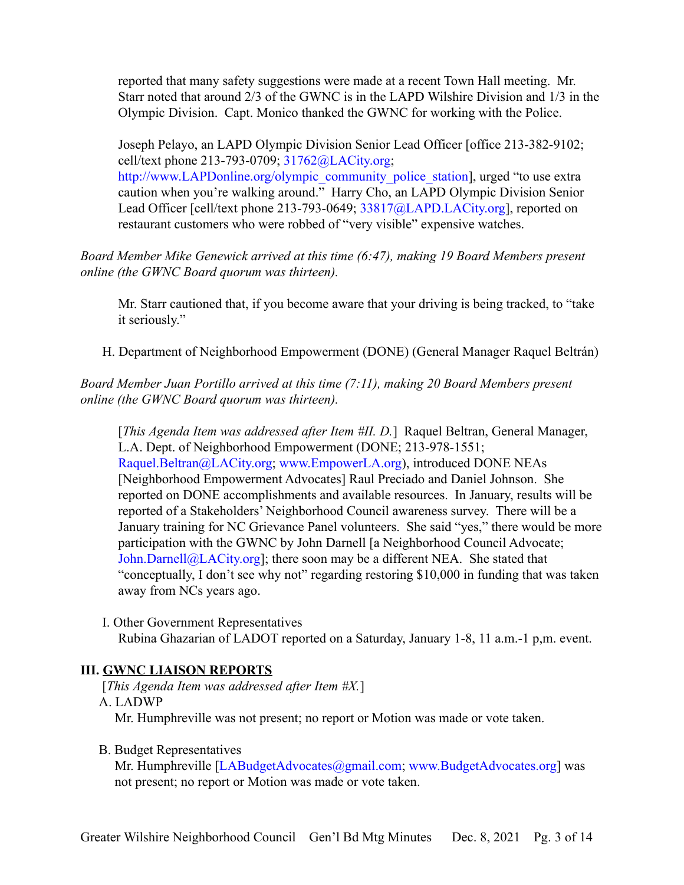reported that many safety suggestions were made at a recent Town Hall meeting. Mr. Starr noted that around 2/3 of the GWNC is in the LAPD Wilshire Division and 1/3 in the Olympic Division. Capt. Monico thanked the GWNC for working with the Police.

Joseph Pelayo, an LAPD Olympic Division Senior Lead Officer [office 213-382-9102; cell/text phone 213-793-0709; 31762@LACity.org; http://www.LAPDonline.org/olympic_community_police_station], urged "to use extra caution when you're walking around." Harry Cho, an LAPD Olympic Division Senior Lead Officer [cell/text phone 213-793-0649; 33817@LAPD.LACity.org], reported on restaurant customers who were robbed of "very visible" expensive watches.

*Board Member Mike Genewick arrived at this time (6:47), making 19 Board Members present online (the GWNC Board quorum was thirteen).*

Mr. Starr cautioned that, if you become aware that your driving is being tracked, to "take it seriously."

H. Department of Neighborhood Empowerment (DONE) (General Manager Raquel Beltrán)

*Board Member Juan Portillo arrived at this time (7:11), making 20 Board Members present online (the GWNC Board quorum was thirteen).*

[*This Agenda Item was addressed after Item #II. D.*] Raquel Beltran, General Manager, L.A. Dept. of Neighborhood Empowerment (DONE; 213-978-1551; Raquel.Beltran@LACity.org; www.EmpowerLA.org), introduced DONE NEAs [Neighborhood Empowerment Advocates] Raul Preciado and Daniel Johnson. She reported on DONE accomplishments and available resources. In January, results will be reported of a Stakeholders' Neighborhood Council awareness survey. There will be a January training for NC Grievance Panel volunteers. She said "yes," there would be more participation with the GWNC by John Darnell [a Neighborhood Council Advocate; John.Darnell@LACity.org]; there soon may be a different NEA. She stated that "conceptually, I don't see why not" regarding restoring $10,000 in funding that was taken away from NCs years ago.

I. Other Government Representatives
Rubina Ghazarian of LADOT reported on a Saturday, January 1-8, 11 a.m.-1 p,m. event.

## III. GWNC LIAISON REPORTS

[*This Agenda Item was addressed after Item #X.*]

A. LADWP
Mr. Humphreville was not present; no report or Motion was made or vote taken.

B. Budget Representatives
Mr. Humphreville [LABudgetAdvocates@gmail.com; www.BudgetAdvocates.org] was not present; no report or Motion was made or vote taken.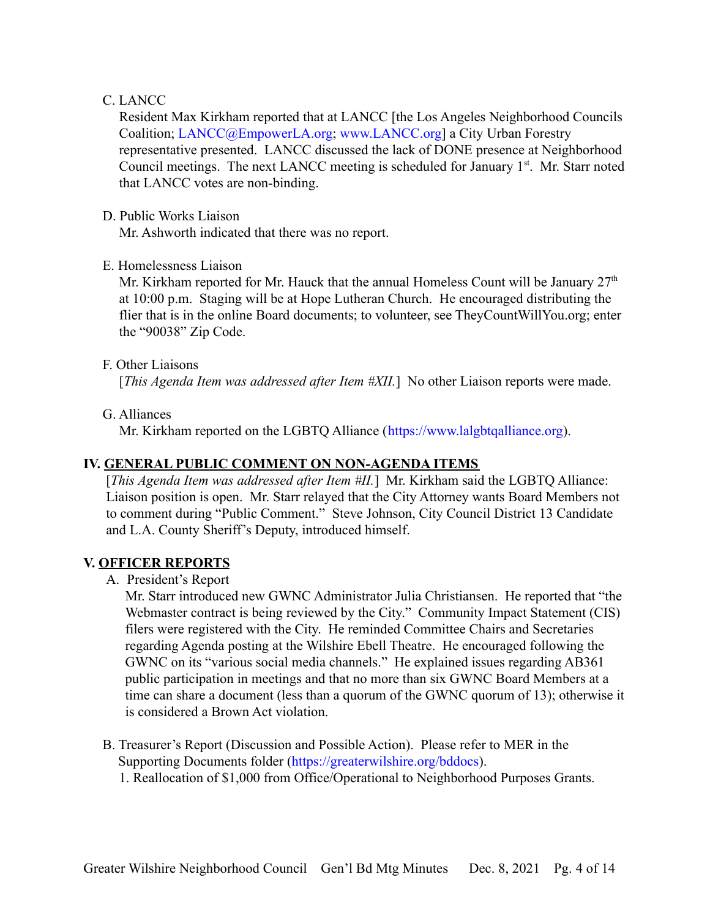C. LANCC

Resident Max Kirkham reported that at LANCC [the Los Angeles Neighborhood Councils Coalition; LANCC@EmpowerLA.org; www.LANCC.org] a City Urban Forestry representative presented. LANCC discussed the lack of DONE presence at Neighborhood Council meetings. The next LANCC meeting is scheduled for January 1st. Mr. Starr noted that LANCC votes are non-binding.

D. Public Works Liaison

Mr. Ashworth indicated that there was no report.

E. Homelessness Liaison

Mr. Kirkham reported for Mr. Hauck that the annual Homeless Count will be January 27th at 10:00 p.m. Staging will be at Hope Lutheran Church. He encouraged distributing the flier that is in the online Board documents; to volunteer, see TheyCountWillYou.org; enter the "90038" Zip Code.

F. Other Liaisons

[*This Agenda Item was addressed after Item #XII.*] No other Liaison reports were made.

G. Alliances

Mr. Kirkham reported on the LGBTQ Alliance (https://www.lalgbtqalliance.org).

## IV. GENERAL PUBLIC COMMENT ON NON-AGENDA ITEMS

[*This Agenda Item was addressed after Item #II.*] Mr. Kirkham said the LGBTQ Alliance: Liaison position is open. Mr. Starr relayed that the City Attorney wants Board Members not to comment during "Public Comment." Steve Johnson, City Council District 13 Candidate and L.A. County Sheriff's Deputy, introduced himself.

## V. OFFICER REPORTS

A. President's Report

Mr. Starr introduced new GWNC Administrator Julia Christiansen. He reported that "the Webmaster contract is being reviewed by the City." Community Impact Statement (CIS) filers were registered with the City. He reminded Committee Chairs and Secretaries regarding Agenda posting at the Wilshire Ebell Theatre. He encouraged following the GWNC on its "various social media channels." He explained issues regarding AB361 public participation in meetings and that no more than six GWNC Board Members at a time can share a document (less than a quorum of the GWNC quorum of 13); otherwise it is considered a Brown Act violation.

B. Treasurer's Report (Discussion and Possible Action). Please refer to MER in the Supporting Documents folder (https://greaterwilshire.org/bddocs).

1. Reallocation of $1,000 from Office/Operational to Neighborhood Purposes Grants.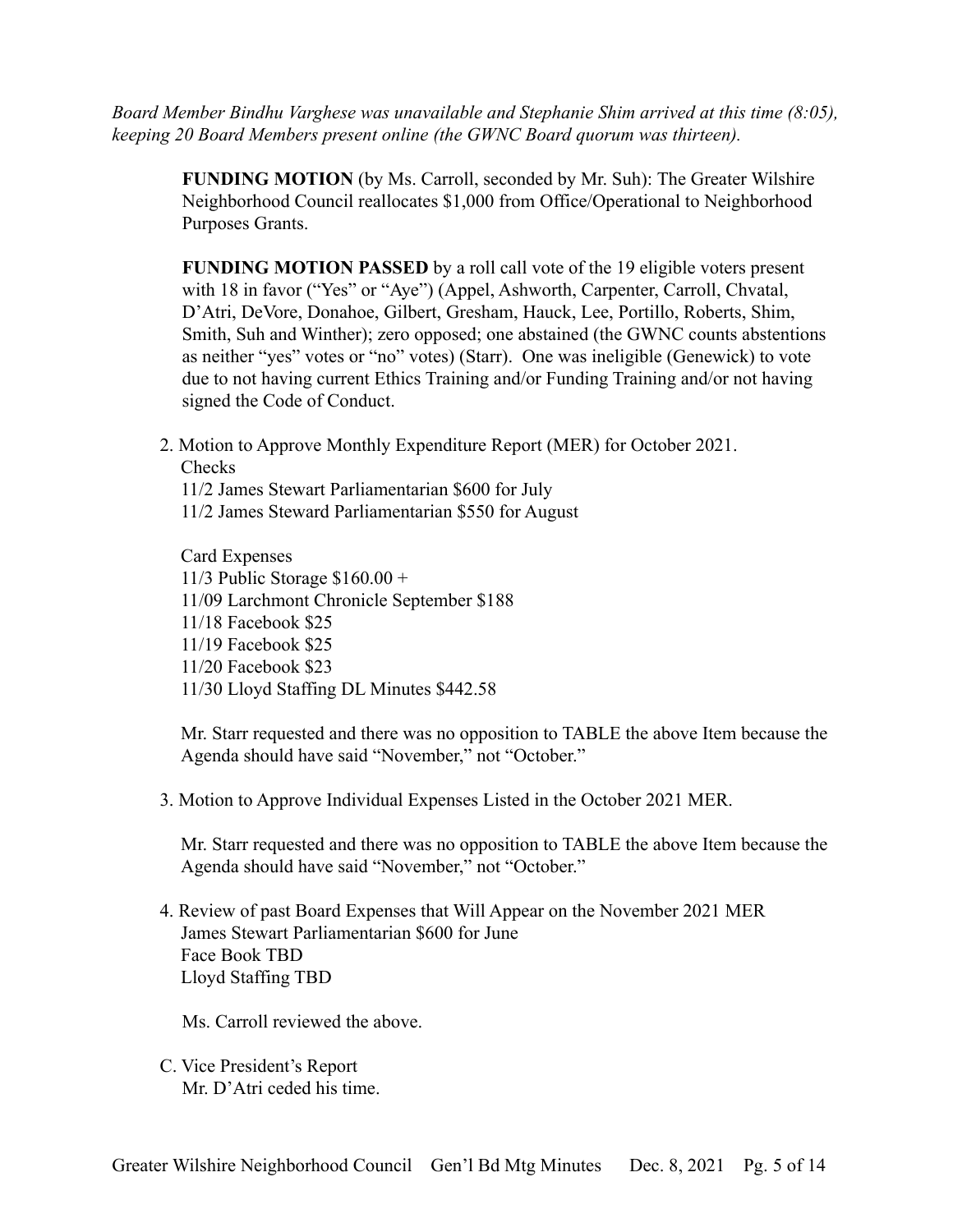*Board Member Bindhu Varghese was unavailable and Stephanie Shim arrived at this time (8:05), keeping 20 Board Members present online (the GWNC Board quorum was thirteen).*

**FUNDING MOTION** (by Ms. Carroll, seconded by Mr. Suh): The Greater Wilshire Neighborhood Council reallocates $1,000 from Office/Operational to Neighborhood Purposes Grants.

**FUNDING MOTION PASSED** by a roll call vote of the 19 eligible voters present with 18 in favor ("Yes" or "Aye") (Appel, Ashworth, Carpenter, Carroll, Chvatal, D'Atri, DeVore, Donahoe, Gilbert, Gresham, Hauck, Lee, Portillo, Roberts, Shim, Smith, Suh and Winther); zero opposed; one abstained (the GWNC counts abstentions as neither "yes" votes or "no" votes) (Starr). One was ineligible (Genewick) to vote due to not having current Ethics Training and/or Funding Training and/or not having signed the Code of Conduct.

2. Motion to Approve Monthly Expenditure Report (MER) for October 2021.
   Checks
   11/2 James Stewart Parliamentarian $600 for July
   11/2 James Steward Parliamentarian $550 for August

   Card Expenses
   11/3 Public Storage $160.00 +
   11/09 Larchmont Chronicle September $188
   11/18 Facebook $25
   11/19 Facebook $25
   11/20 Facebook $23
   11/30 Lloyd Staffing DL Minutes $442.58

   Mr. Starr requested and there was no opposition to TABLE the above Item because the Agenda should have said "November," not "October."

3. Motion to Approve Individual Expenses Listed in the October 2021 MER.

   Mr. Starr requested and there was no opposition to TABLE the above Item because the Agenda should have said "November," not "October."

4. Review of past Board Expenses that Will Appear on the November 2021 MER
   James Stewart Parliamentarian $600 for June
   Face Book TBD
   Lloyd Staffing TBD

   Ms. Carroll reviewed the above.

C. Vice President's Report
   Mr. D'Atri ceded his time.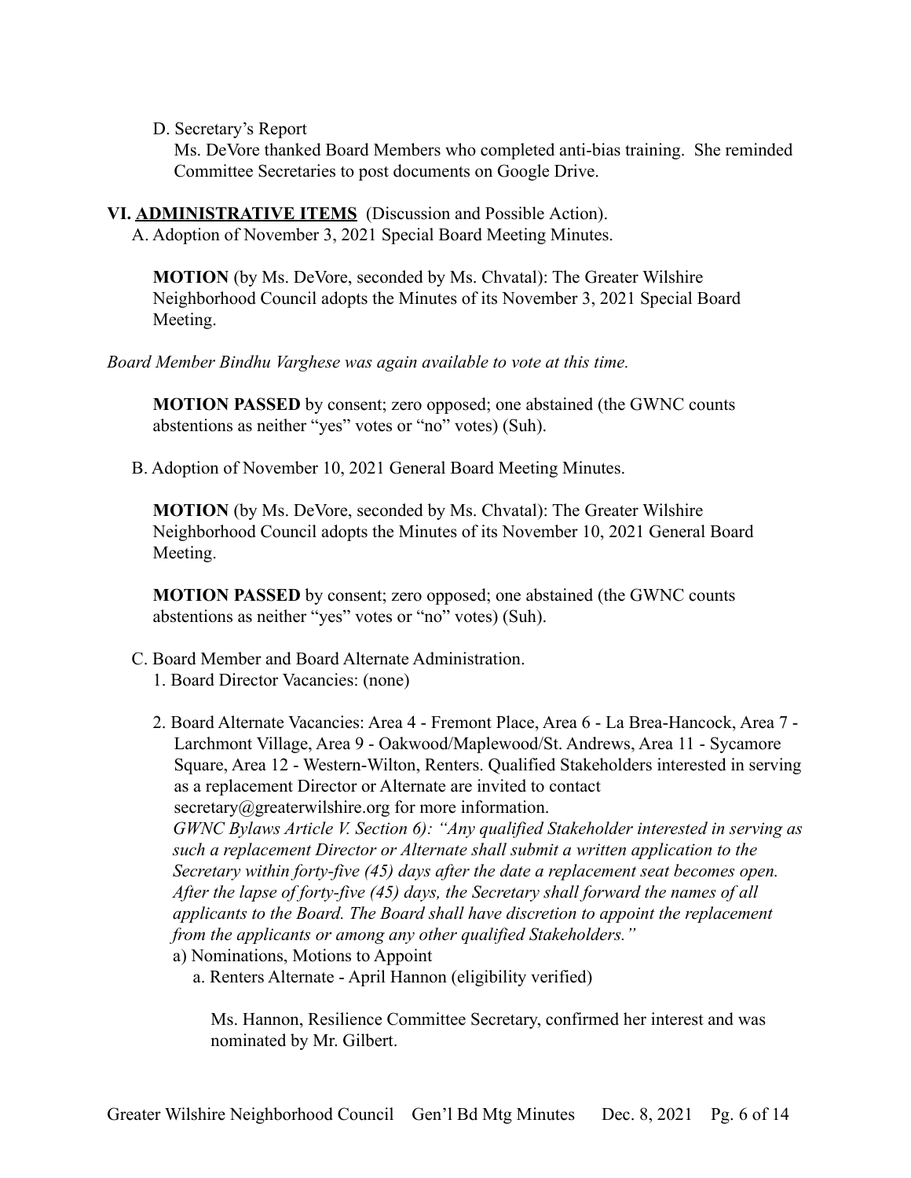D. Secretary's Report

Ms. DeVore thanked Board Members who completed anti-bias training. She reminded Committee Secretaries to post documents on Google Drive.

**VI. ADMINISTRATIVE ITEMS** (Discussion and Possible Action).

A. Adoption of November 3, 2021 Special Board Meeting Minutes.

**MOTION** (by Ms. DeVore, seconded by Ms. Chvatal): The Greater Wilshire Neighborhood Council adopts the Minutes of its November 3, 2021 Special Board Meeting.

*Board Member Bindhu Varghese was again available to vote at this time.*

**MOTION PASSED** by consent; zero opposed; one abstained (the GWNC counts abstentions as neither "yes" votes or "no" votes) (Suh).

B. Adoption of November 10, 2021 General Board Meeting Minutes.

**MOTION** (by Ms. DeVore, seconded by Ms. Chvatal): The Greater Wilshire Neighborhood Council adopts the Minutes of its November 10, 2021 General Board Meeting.

**MOTION PASSED** by consent; zero opposed; one abstained (the GWNC counts abstentions as neither "yes" votes or "no" votes) (Suh).

C. Board Member and Board Alternate Administration.

1. Board Director Vacancies: (none)

2. Board Alternate Vacancies: Area 4 - Fremont Place, Area 6 - La Brea-Hancock, Area 7 - Larchmont Village, Area 9 - Oakwood/Maplewood/St. Andrews, Area 11 - Sycamore Square, Area 12 - Western-Wilton, Renters. Qualified Stakeholders interested in serving as a replacement Director or Alternate are invited to contact secretary@greaterwilshire.org for more information.
*GWNC Bylaws Article V. Section 6): "Any qualified Stakeholder interested in serving as such a replacement Director or Alternate shall submit a written application to the Secretary within forty-five (45) days after the date a replacement seat becomes open. After the lapse of forty-five (45) days, the Secretary shall forward the names of all applicants to the Board. The Board shall have discretion to appoint the replacement from the applicants or among any other qualified Stakeholders."*

a) Nominations, Motions to Appoint

a. Renters Alternate - April Hannon (eligibility verified)

Ms. Hannon, Resilience Committee Secretary, confirmed her interest and was nominated by Mr. Gilbert.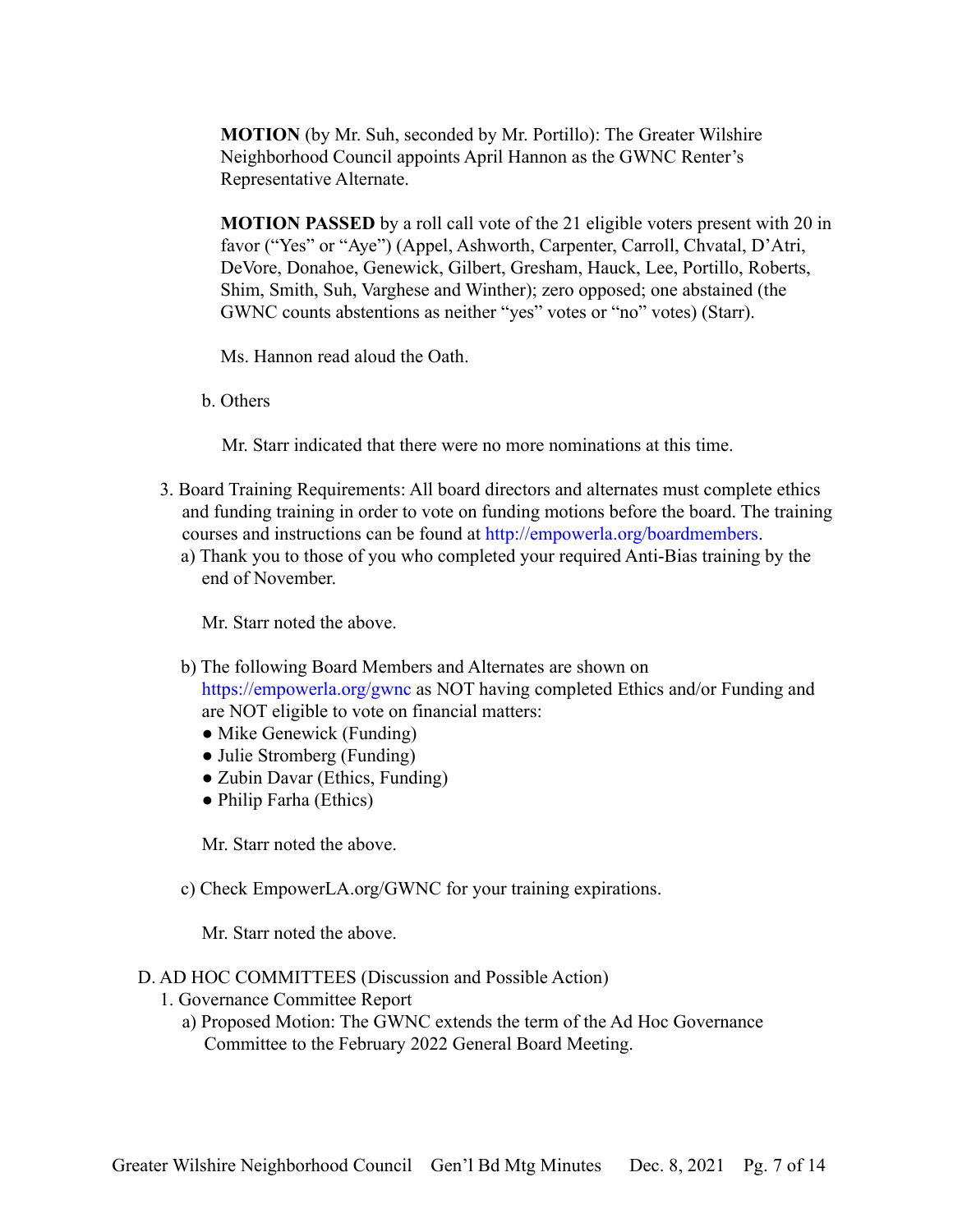**MOTION** (by Mr. Suh, seconded by Mr. Portillo): The Greater Wilshire Neighborhood Council appoints April Hannon as the GWNC Renter's Representative Alternate.

**MOTION PASSED** by a roll call vote of the 21 eligible voters present with 20 in favor ("Yes" or "Aye") (Appel, Ashworth, Carpenter, Carroll, Chvatal, D'Atri, DeVore, Donahoe, Genewick, Gilbert, Gresham, Hauck, Lee, Portillo, Roberts, Shim, Smith, Suh, Varghese and Winther); zero opposed; one abstained (the GWNC counts abstentions as neither "yes" votes or "no" votes) (Starr).

Ms. Hannon read aloud the Oath.

b. Others

Mr. Starr indicated that there were no more nominations at this time.

3. Board Training Requirements: All board directors and alternates must complete ethics and funding training in order to vote on funding motions before the board. The training courses and instructions can be found at http://empowerla.org/boardmembers.
   a) Thank you to those of you who completed your required Anti-Bias training by the end of November.

      Mr. Starr noted the above.

   b) The following Board Members and Alternates are shown on https://empowerla.org/gwnc as NOT having completed Ethics and/or Funding and are NOT eligible to vote on financial matters:
      - Mike Genewick (Funding)
      - Julie Stromberg (Funding)
      - Zubin Davar (Ethics, Funding)
      - Philip Farha (Ethics)

      Mr. Starr noted the above.

   c) Check EmpowerLA.org/GWNC for your training expirations.

      Mr. Starr noted the above.

D. AD HOC COMMITTEES (Discussion and Possible Action)

1. Governance Committee Report
   a) Proposed Motion: The GWNC extends the term of the Ad Hoc Governance Committee to the February 2022 General Board Meeting.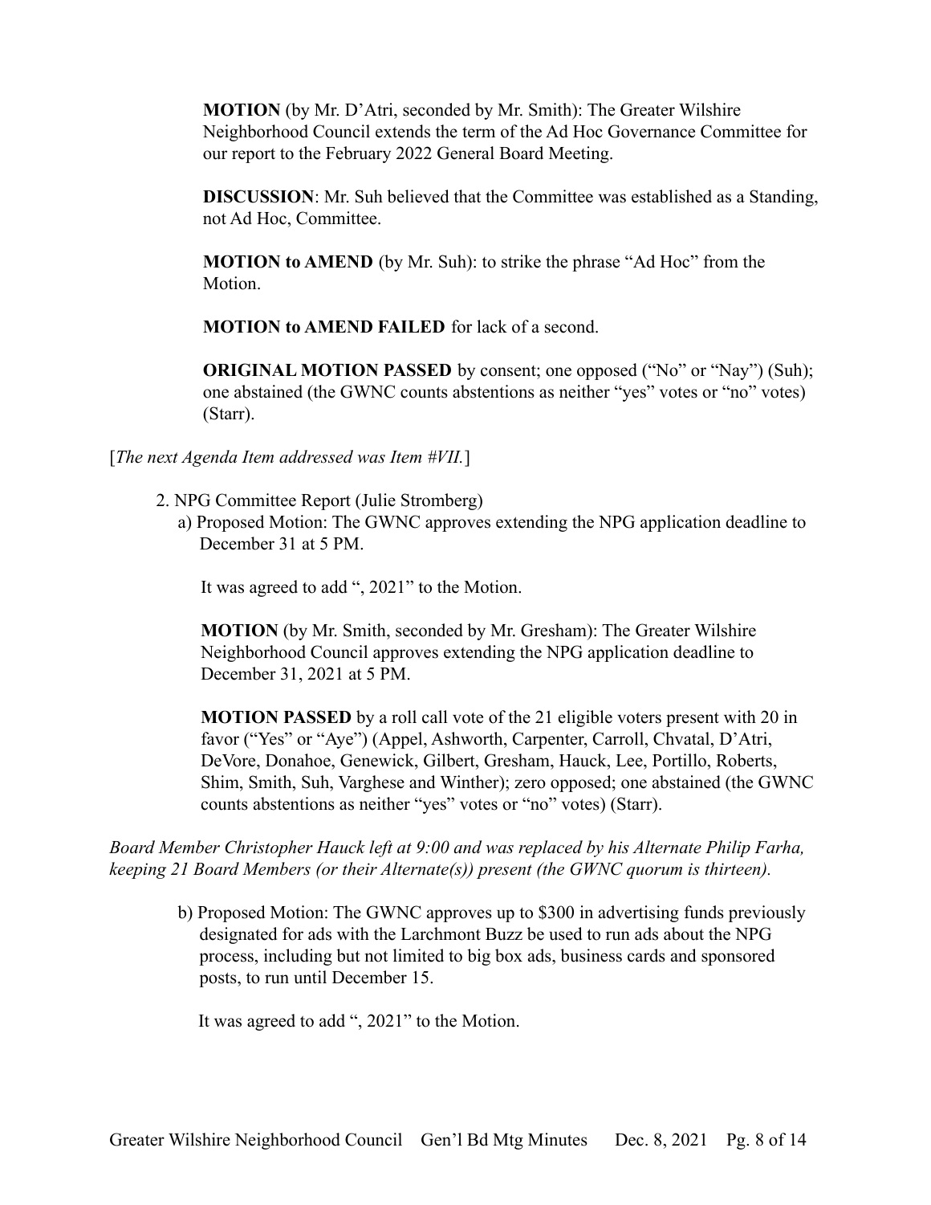**MOTION** (by Mr. D'Atri, seconded by Mr. Smith): The Greater Wilshire Neighborhood Council extends the term of the Ad Hoc Governance Committee for our report to the February 2022 General Board Meeting.

**DISCUSSION**: Mr. Suh believed that the Committee was established as a Standing, not Ad Hoc, Committee.

**MOTION to AMEND** (by Mr. Suh): to strike the phrase "Ad Hoc" from the Motion.

**MOTION to AMEND FAILED** for lack of a second.

**ORIGINAL MOTION PASSED** by consent; one opposed ("No" or "Nay") (Suh); one abstained (the GWNC counts abstentions as neither "yes" votes or "no" votes) (Starr).

[*The next Agenda Item addressed was Item #VII.*]

2. NPG Committee Report (Julie Stromberg)
   a) Proposed Motion: The GWNC approves extending the NPG application deadline to December 31 at 5 PM.

   It was agreed to add ", 2021" to the Motion.

   **MOTION** (by Mr. Smith, seconded by Mr. Gresham): The Greater Wilshire Neighborhood Council approves extending the NPG application deadline to December 31, 2021 at 5 PM.

   **MOTION PASSED** by a roll call vote of the 21 eligible voters present with 20 in favor ("Yes" or "Aye") (Appel, Ashworth, Carpenter, Carroll, Chvatal, D'Atri, DeVore, Donahoe, Genewick, Gilbert, Gresham, Hauck, Lee, Portillo, Roberts, Shim, Smith, Suh, Varghese and Winther); zero opposed; one abstained (the GWNC counts abstentions as neither "yes" votes or "no" votes) (Starr).

*Board Member Christopher Hauck left at 9:00 and was replaced by his Alternate Philip Farha, keeping 21 Board Members (or their Alternate(s)) present (the GWNC quorum is thirteen).*

   b) Proposed Motion: The GWNC approves up to $300 in advertising funds previously designated for ads with the Larchmont Buzz be used to run ads about the NPG process, including but not limited to big box ads, business cards and sponsored posts, to run until December 15.

   It was agreed to add ", 2021" to the Motion.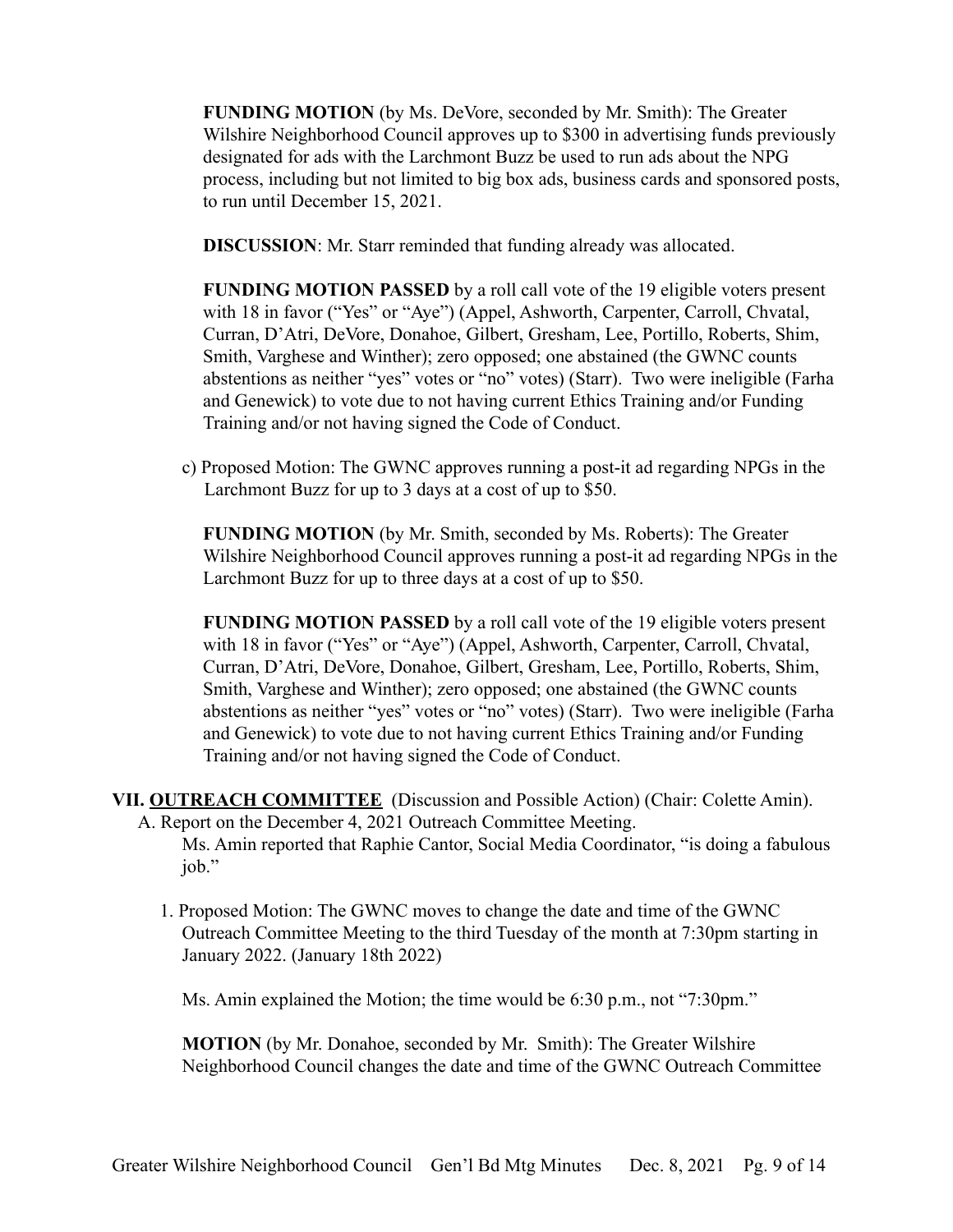**FUNDING MOTION** (by Ms. DeVore, seconded by Mr. Smith): The Greater Wilshire Neighborhood Council approves up to $300 in advertising funds previously designated for ads with the Larchmont Buzz be used to run ads about the NPG process, including but not limited to big box ads, business cards and sponsored posts, to run until December 15, 2021.

**DISCUSSION**: Mr. Starr reminded that funding already was allocated.

**FUNDING MOTION PASSED** by a roll call vote of the 19 eligible voters present with 18 in favor ("Yes" or "Aye") (Appel, Ashworth, Carpenter, Carroll, Chvatal, Curran, D'Atri, DeVore, Donahoe, Gilbert, Gresham, Lee, Portillo, Roberts, Shim, Smith, Varghese and Winther); zero opposed; one abstained (the GWNC counts abstentions as neither "yes" votes or "no" votes) (Starr). Two were ineligible (Farha and Genewick) to vote due to not having current Ethics Training and/or Funding Training and/or not having signed the Code of Conduct.

c) Proposed Motion: The GWNC approves running a post-it ad regarding NPGs in the Larchmont Buzz for up to 3 days at a cost of up to $50.

**FUNDING MOTION** (by Mr. Smith, seconded by Ms. Roberts): The Greater Wilshire Neighborhood Council approves running a post-it ad regarding NPGs in the Larchmont Buzz for up to three days at a cost of up to $50.

**FUNDING MOTION PASSED** by a roll call vote of the 19 eligible voters present with 18 in favor ("Yes" or "Aye") (Appel, Ashworth, Carpenter, Carroll, Chvatal, Curran, D'Atri, DeVore, Donahoe, Gilbert, Gresham, Lee, Portillo, Roberts, Shim, Smith, Varghese and Winther); zero opposed; one abstained (the GWNC counts abstentions as neither "yes" votes or "no" votes) (Starr). Two were ineligible (Farha and Genewick) to vote due to not having current Ethics Training and/or Funding Training and/or not having signed the Code of Conduct.

**VII. <u>OUTREACH COMMITTEE</u>** (Discussion and Possible Action) (Chair: Colette Amin).

A. Report on the December 4, 2021 Outreach Committee Meeting.

Ms. Amin reported that Raphie Cantor, Social Media Coordinator, "is doing a fabulous job."

1. Proposed Motion: The GWNC moves to change the date and time of the GWNC Outreach Committee Meeting to the third Tuesday of the month at 7:30pm starting in January 2022. (January 18th 2022)

Ms. Amin explained the Motion; the time would be 6:30 p.m., not "7:30pm."

**MOTION** (by Mr. Donahoe, seconded by Mr. Smith): The Greater Wilshire Neighborhood Council changes the date and time of the GWNC Outreach Committee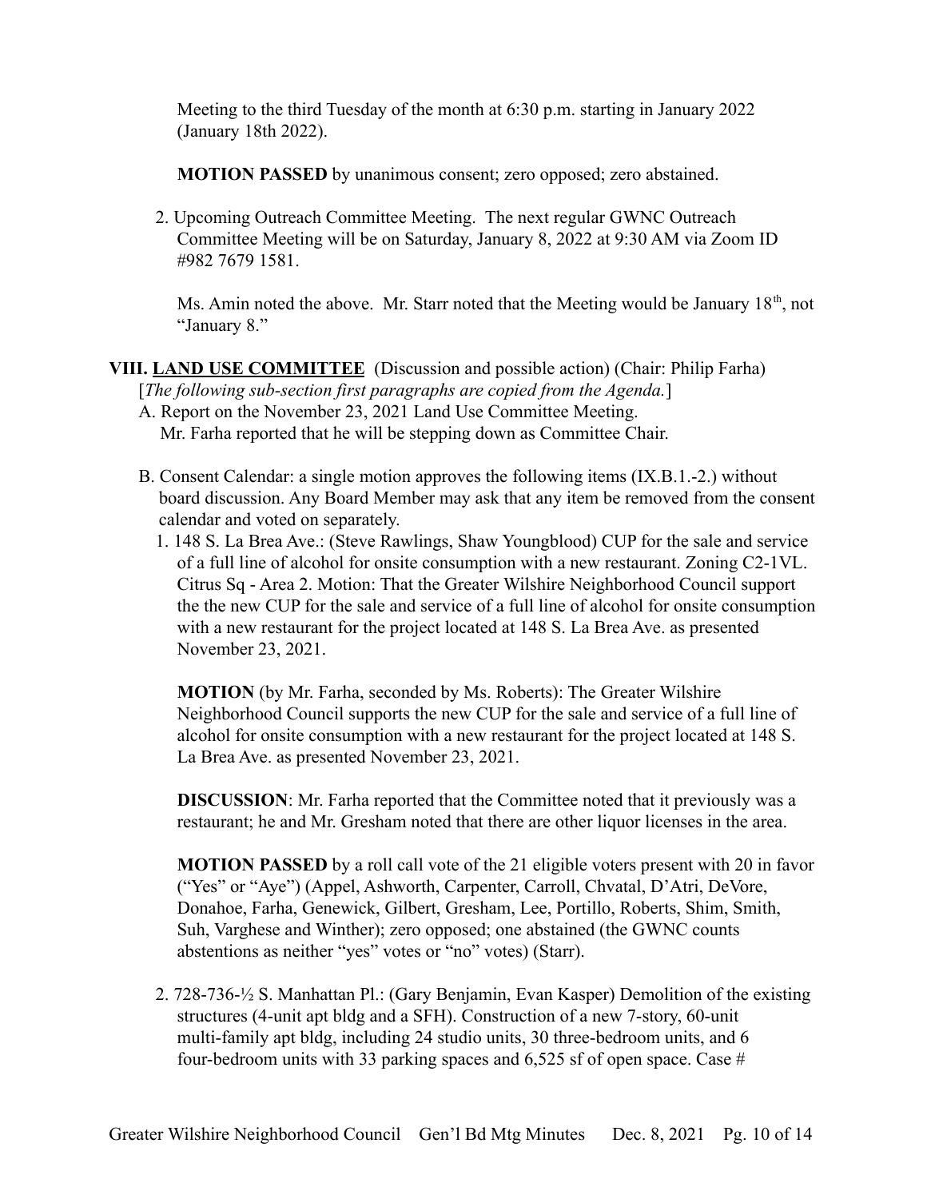Meeting to the third Tuesday of the month at 6:30 p.m. starting in January 2022 (January 18th 2022).

**MOTION PASSED** by unanimous consent; zero opposed; zero abstained.

2. Upcoming Outreach Committee Meeting. The next regular GWNC Outreach Committee Meeting will be on Saturday, January 8, 2022 at 9:30 AM via Zoom ID #982 7679 1581.

   Ms. Amin noted the above. Mr. Starr noted that the Meeting would be January 18th, not "January 8."

**VIII. LAND USE COMMITTEE** (Discussion and possible action) (Chair: Philip Farha)
[*The following sub-section first paragraphs are copied from the Agenda.*]

A. Report on the November 23, 2021 Land Use Committee Meeting.
   Mr. Farha reported that he will be stepping down as Committee Chair.

B. Consent Calendar: a single motion approves the following items (IX.B.1.-2.) without board discussion. Any Board Member may ask that any item be removed from the consent calendar and voted on separately.

1. 148 S. La Brea Ave.: (Steve Rawlings, Shaw Youngblood) CUP for the sale and service of a full line of alcohol for onsite consumption with a new restaurant. Zoning C2-1VL. Citrus Sq - Area 2. Motion: That the Greater Wilshire Neighborhood Council support the the new CUP for the sale and service of a full line of alcohol for onsite consumption with a new restaurant for the project located at 148 S. La Brea Ave. as presented November 23, 2021.

   **MOTION** (by Mr. Farha, seconded by Ms. Roberts): The Greater Wilshire Neighborhood Council supports the new CUP for the sale and service of a full line of alcohol for onsite consumption with a new restaurant for the project located at 148 S. La Brea Ave. as presented November 23, 2021.

   **DISCUSSION**: Mr. Farha reported that the Committee noted that it previously was a restaurant; he and Mr. Gresham noted that there are other liquor licenses in the area.

   **MOTION PASSED** by a roll call vote of the 21 eligible voters present with 20 in favor ("Yes" or "Aye") (Appel, Ashworth, Carpenter, Carroll, Chvatal, D'Atri, DeVore, Donahoe, Farha, Genewick, Gilbert, Gresham, Lee, Portillo, Roberts, Shim, Smith, Suh, Varghese and Winther); zero opposed; one abstained (the GWNC counts abstentions as neither "yes" votes or "no" votes) (Starr).

2. 728-736-½ S. Manhattan Pl.: (Gary Benjamin, Evan Kasper) Demolition of the existing structures (4-unit apt bldg and a SFH). Construction of a new 7-story, 60-unit multi-family apt bldg, including 24 studio units, 30 three-bedroom units, and 6 four-bedroom units with 33 parking spaces and 6,525 sf of open space. Case #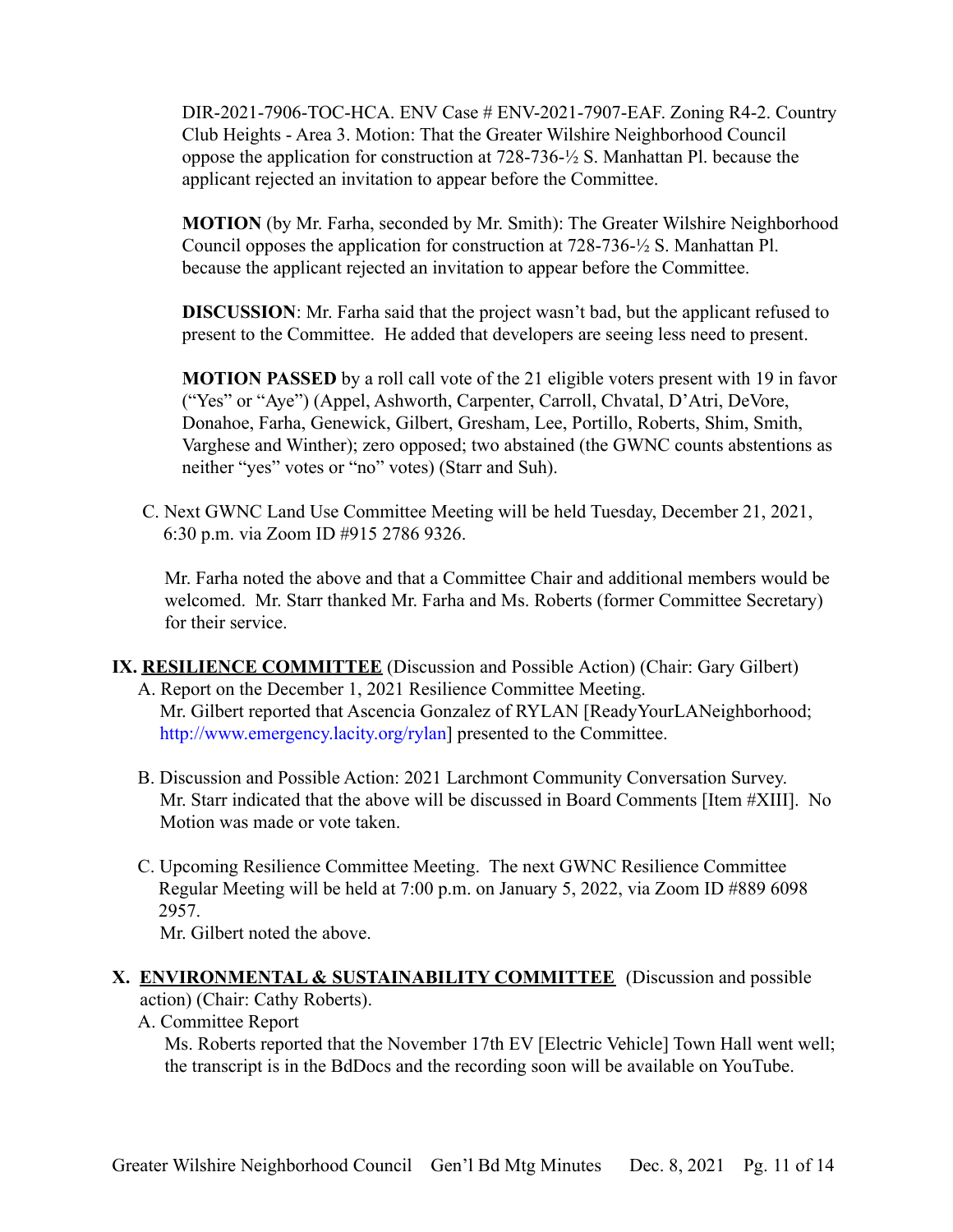DIR-2021-7906-TOC-HCA. ENV Case # ENV-2021-7907-EAF. Zoning R4-2. Country Club Heights - Area 3. Motion: That the Greater Wilshire Neighborhood Council oppose the application for construction at 728-736-½ S. Manhattan Pl. because the applicant rejected an invitation to appear before the Committee.

**MOTION** (by Mr. Farha, seconded by Mr. Smith): The Greater Wilshire Neighborhood Council opposes the application for construction at 728-736-½ S. Manhattan Pl. because the applicant rejected an invitation to appear before the Committee.

**DISCUSSION**: Mr. Farha said that the project wasn't bad, but the applicant refused to present to the Committee. He added that developers are seeing less need to present.

**MOTION PASSED** by a roll call vote of the 21 eligible voters present with 19 in favor ("Yes" or "Aye") (Appel, Ashworth, Carpenter, Carroll, Chvatal, D'Atri, DeVore, Donahoe, Farha, Genewick, Gilbert, Gresham, Lee, Portillo, Roberts, Shim, Smith, Varghese and Winther); zero opposed; two abstained (the GWNC counts abstentions as neither "yes" votes or "no" votes) (Starr and Suh).

C. Next GWNC Land Use Committee Meeting will be held Tuesday, December 21, 2021, 6:30 p.m. via Zoom ID #915 2786 9326.

Mr. Farha noted the above and that a Committee Chair and additional members would be welcomed. Mr. Starr thanked Mr. Farha and Ms. Roberts (former Committee Secretary) for their service.

**IX. RESILIENCE COMMITTEE** (Discussion and Possible Action) (Chair: Gary Gilbert)

A. Report on the December 1, 2021 Resilience Committee Meeting.
Mr. Gilbert reported that Ascencia Gonzalez of RYLAN [ReadyYourLANeighborhood; http://www.emergency.lacity.org/rylan] presented to the Committee.

B. Discussion and Possible Action: 2021 Larchmont Community Conversation Survey.
Mr. Starr indicated that the above will be discussed in Board Comments [Item #XIII]. No Motion was made or vote taken.

C. Upcoming Resilience Committee Meeting. The next GWNC Resilience Committee Regular Meeting will be held at 7:00 p.m. on January 5, 2022, via Zoom ID #889 6098 2957.
Mr. Gilbert noted the above.

**X. ENVIRONMENTAL & SUSTAINABILITY COMMITTEE** (Discussion and possible action) (Chair: Cathy Roberts).

A. Committee Report
Ms. Roberts reported that the November 17th EV [Electric Vehicle] Town Hall went well; the transcript is in the BdDocs and the recording soon will be available on YouTube.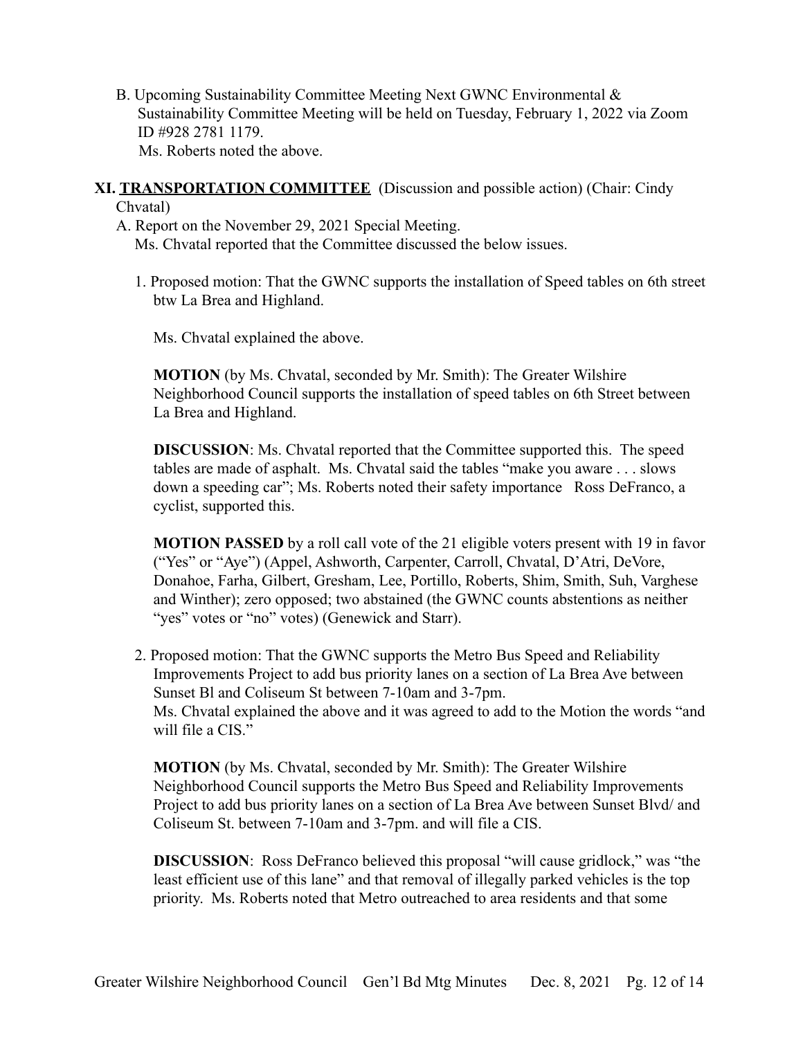B. Upcoming Sustainability Committee Meeting Next GWNC Environmental & Sustainability Committee Meeting will be held on Tuesday, February 1, 2022 via Zoom ID #928 2781 1179.
Ms. Roberts noted the above.

**XI. TRANSPORTATION COMMITTEE** (Discussion and possible action) (Chair: Cindy Chvatal)

A. Report on the November 29, 2021 Special Meeting.
Ms. Chvatal reported that the Committee discussed the below issues.

1. Proposed motion: That the GWNC supports the installation of Speed tables on 6th street btw La Brea and Highland.

   Ms. Chvatal explained the above.

   **MOTION** (by Ms. Chvatal, seconded by Mr. Smith): The Greater Wilshire Neighborhood Council supports the installation of speed tables on 6th Street between La Brea and Highland.

   **DISCUSSION**: Ms. Chvatal reported that the Committee supported this. The speed tables are made of asphalt. Ms. Chvatal said the tables "make you aware . . . slows down a speeding car"; Ms. Roberts noted their safety importance Ross DeFranco, a cyclist, supported this.

   **MOTION PASSED** by a roll call vote of the 21 eligible voters present with 19 in favor ("Yes" or "Aye") (Appel, Ashworth, Carpenter, Carroll, Chvatal, D'Atri, DeVore, Donahoe, Farha, Gilbert, Gresham, Lee, Portillo, Roberts, Shim, Smith, Suh, Varghese and Winther); zero opposed; two abstained (the GWNC counts abstentions as neither "yes" votes or "no" votes) (Genewick and Starr).

2. Proposed motion: That the GWNC supports the Metro Bus Speed and Reliability Improvements Project to add bus priority lanes on a section of La Brea Ave between Sunset Bl and Coliseum St between 7-10am and 3-7pm.
   Ms. Chvatal explained the above and it was agreed to add to the Motion the words "and will file a CIS."

   **MOTION** (by Ms. Chvatal, seconded by Mr. Smith): The Greater Wilshire Neighborhood Council supports the Metro Bus Speed and Reliability Improvements Project to add bus priority lanes on a section of La Brea Ave between Sunset Blvd/ and Coliseum St. between 7-10am and 3-7pm. and will file a CIS.

   **DISCUSSION**: Ross DeFranco believed this proposal "will cause gridlock," was "the least efficient use of this lane" and that removal of illegally parked vehicles is the top priority. Ms. Roberts noted that Metro outreached to area residents and that some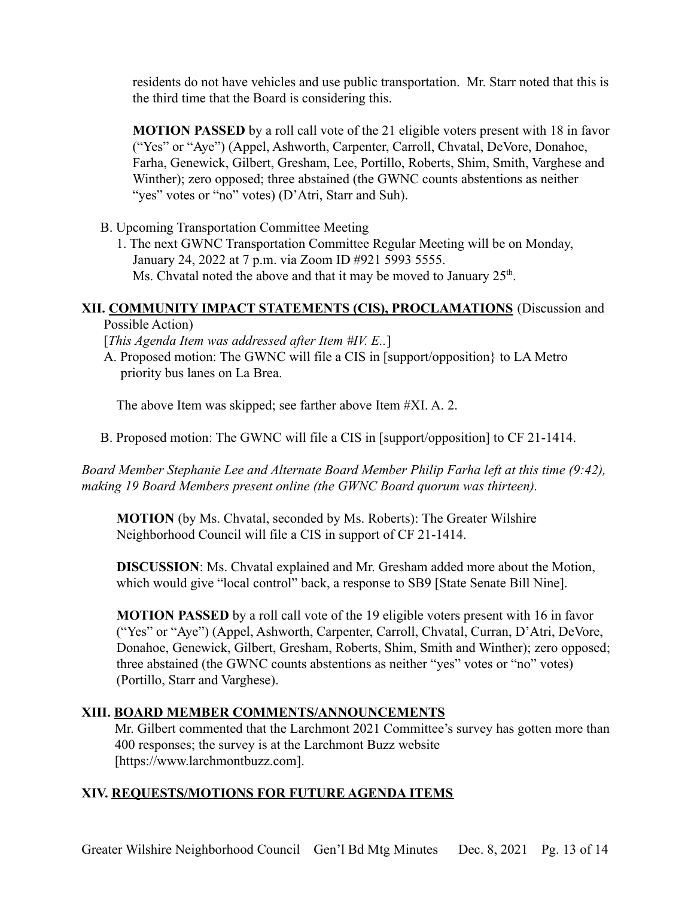residents do not have vehicles and use public transportation. Mr. Starr noted that this is the third time that the Board is considering this.

**MOTION PASSED** by a roll call vote of the 21 eligible voters present with 18 in favor ("Yes" or "Aye") (Appel, Ashworth, Carpenter, Carroll, Chvatal, DeVore, Donahoe, Farha, Genewick, Gilbert, Gresham, Lee, Portillo, Roberts, Shim, Smith, Varghese and Winther); zero opposed; three abstained (the GWNC counts abstentions as neither "yes" votes or "no" votes) (D'Atri, Starr and Suh).

B. Upcoming Transportation Committee Meeting

1. The next GWNC Transportation Committee Regular Meeting will be on Monday, January 24, 2022 at 7 p.m. via Zoom ID #921 5993 5555.
   Ms. Chvatal noted the above and that it may be moved to January 25th.

## XII. COMMUNITY IMPACT STATEMENTS (CIS), PROCLAMATIONS (Discussion and Possible Action)

[*This Agenda Item was addressed after Item #IV. E..*]

A. Proposed motion: The GWNC will file a CIS in [support/opposition} to LA Metro priority bus lanes on La Brea.

The above Item was skipped; see farther above Item #XI. A. 2.

B. Proposed motion: The GWNC will file a CIS in [support/opposition] to CF 21-1414.

*Board Member Stephanie Lee and Alternate Board Member Philip Farha left at this time (9:42), making 19 Board Members present online (the GWNC Board quorum was thirteen).*

**MOTION** (by Ms. Chvatal, seconded by Ms. Roberts): The Greater Wilshire Neighborhood Council will file a CIS in support of CF 21-1414.

**DISCUSSION**: Ms. Chvatal explained and Mr. Gresham added more about the Motion, which would give "local control" back, a response to SB9 [State Senate Bill Nine].

**MOTION PASSED** by a roll call vote of the 19 eligible voters present with 16 in favor ("Yes" or "Aye") (Appel, Ashworth, Carpenter, Carroll, Chvatal, Curran, D'Atri, DeVore, Donahoe, Genewick, Gilbert, Gresham, Roberts, Shim, Smith and Winther); zero opposed; three abstained (the GWNC counts abstentions as neither "yes" votes or "no" votes) (Portillo, Starr and Varghese).

## XIII. BOARD MEMBER COMMENTS/ANNOUNCEMENTS

Mr. Gilbert commented that the Larchmont 2021 Committee's survey has gotten more than 400 responses; the survey is at the Larchmont Buzz website [https://www.larchmontbuzz.com].

## XIV. REQUESTS/MOTIONS FOR FUTURE AGENDA ITEMS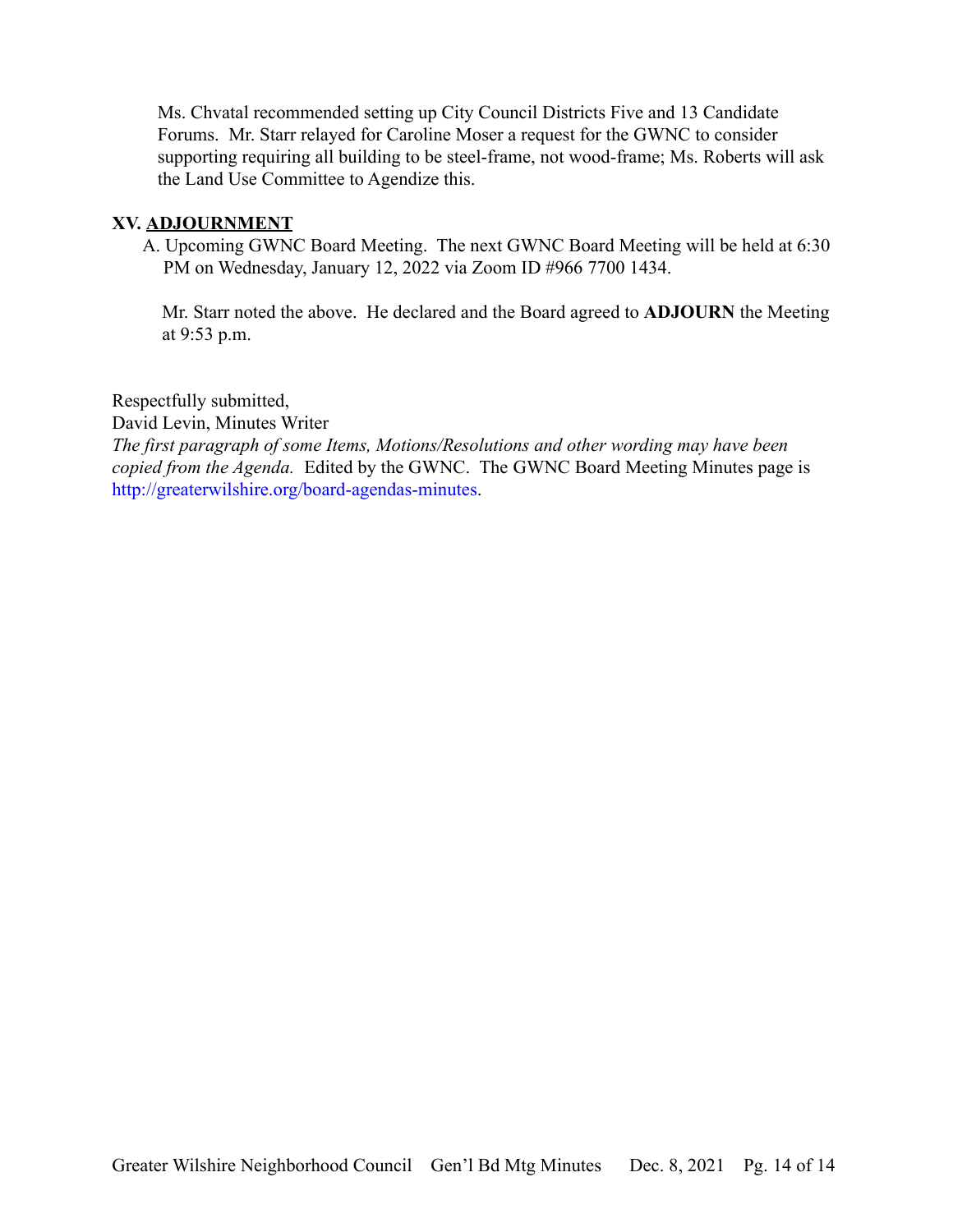Ms. Chvatal recommended setting up City Council Districts Five and 13 Candidate Forums. Mr. Starr relayed for Caroline Moser a request for the GWNC to consider supporting requiring all building to be steel-frame, not wood-frame; Ms. Roberts will ask the Land Use Committee to Agendize this.

### XV. ADJOURNMENT

A. Upcoming GWNC Board Meeting. The next GWNC Board Meeting will be held at 6:30 PM on Wednesday, January 12, 2022 via Zoom ID #966 7700 1434.

Mr. Starr noted the above. He declared and the Board agreed to **ADJOURN** the Meeting at 9:53 p.m.

Respectfully submitted,
David Levin, Minutes Writer
*The first paragraph of some Items, Motions/Resolutions and other wording may have been copied from the Agenda.* Edited by the GWNC. The GWNC Board Meeting Minutes page is http://greaterwilshire.org/board-agendas-minutes.